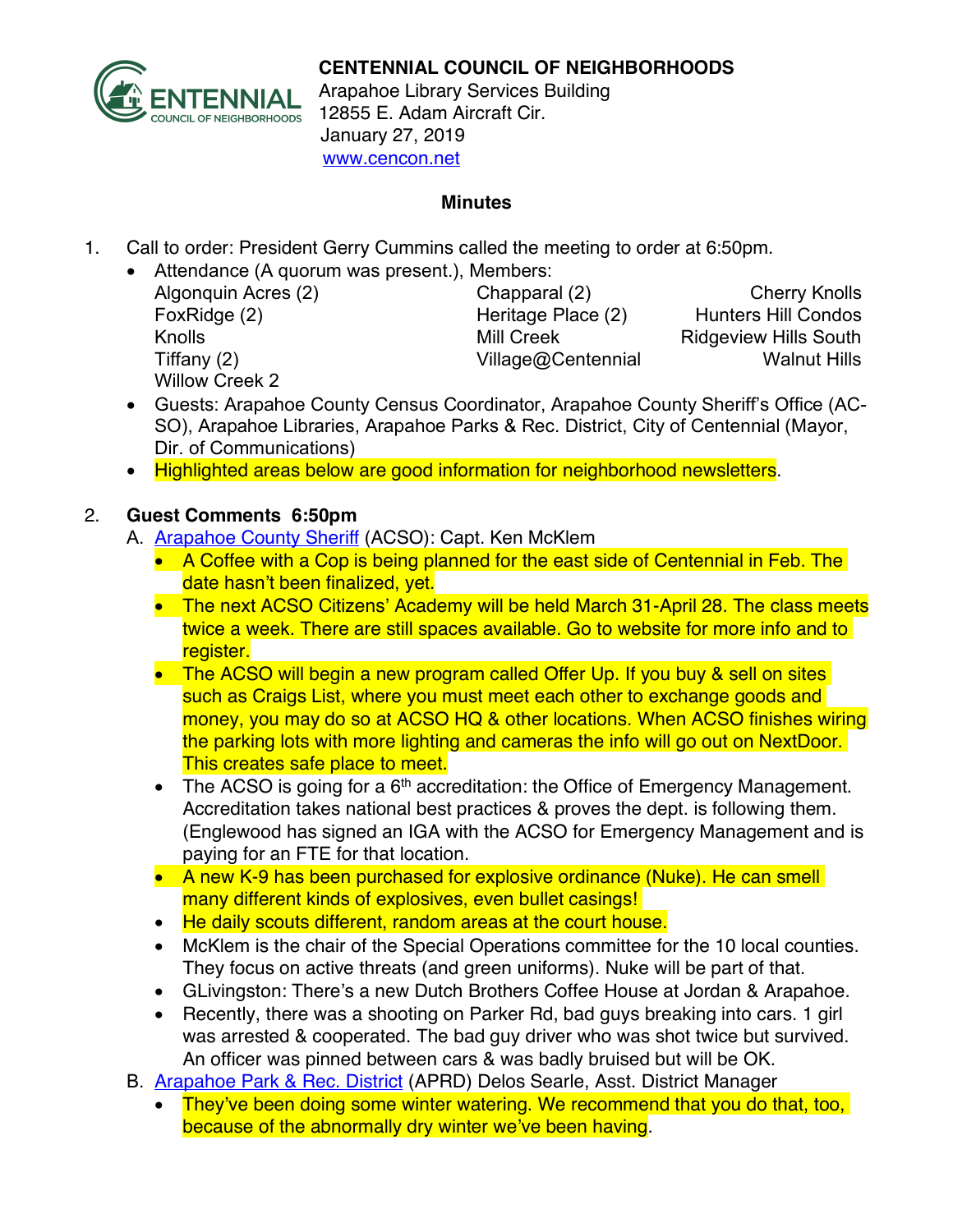**CENTENNIAL COUNCIL OF NEIGHBORHOODS**
Arapahoe Library Services Building
12855 E. Adam Aircraft Cir.
January 27, 2019
www.cencon.net

**Minutes**

1. Call to order: President Gerry Cummins called the meeting to order at 6:50pm.
   - Attendance (A quorum was present.), Members:

| | | |
|---|---|---|
| Algonquin Acres (2) | Chapparal (2) | Cherry Knolls |
| FoxRidge (2) | Heritage Place (2) | Hunters Hill Condos |
| Knolls | Mill Creek | Ridgeview Hills South |
| Tiffany (2) | Village@Centennial | Walnut Hills |
| Willow Creek 2 | | |

   - Guests: Arapahoe County Census Coordinator, Arapahoe County Sheriff's Office (AC-SO), Arapahoe Libraries, Arapahoe Parks & Rec. District, City of Centennial (Mayor, Dir. of Communications)
   - Highlighted areas below are good information for neighborhood newsletters.

2. **Guest Comments 6:50pm**
   A. Arapahoe County Sheriff (ACSO): Capt. Ken McKlem
      - A Coffee with a Cop is being planned for the east side of Centennial in Feb. The date hasn't been finalized, yet.
      - The next ACSO Citizens' Academy will be held March 31-April 28. The class meets twice a week. There are still spaces available. Go to website for more info and to register.
      - The ACSO will begin a new program called Offer Up. If you buy & sell on sites such as Craigs List, where you must meet each other to exchange goods and money, you may do so at ACSO HQ & other locations. When ACSO finishes wiring the parking lots with more lighting and cameras the info will go out on NextDoor. This creates safe place to meet.
      - The ACSO is going for a 6th accreditation: the Office of Emergency Management. Accreditation takes national best practices & proves the dept. is following them. (Englewood has signed an IGA with the ACSO for Emergency Management and is paying for an FTE for that location.
      - A new K-9 has been purchased for explosive ordinance (Nuke). He can smell many different kinds of explosives, even bullet casings!
      - He daily scouts different, random areas at the court house.
      - McKlem is the chair of the Special Operations committee for the 10 local counties. They focus on active threats (and green uniforms). Nuke will be part of that.
      - GLivingston: There's a new Dutch Brothers Coffee House at Jordan & Arapahoe.
      - Recently, there was a shooting on Parker Rd, bad guys breaking into cars. 1 girl was arrested & cooperated. The bad guy driver who was shot twice but survived. An officer was pinned between cars & was badly bruised but will be OK.

   B. Arapahoe Park & Rec. District (APRD) Delos Searle, Asst. District Manager
      - They've been doing some winter watering. We recommend that you do that, too, because of the abnormally dry winter we've been having.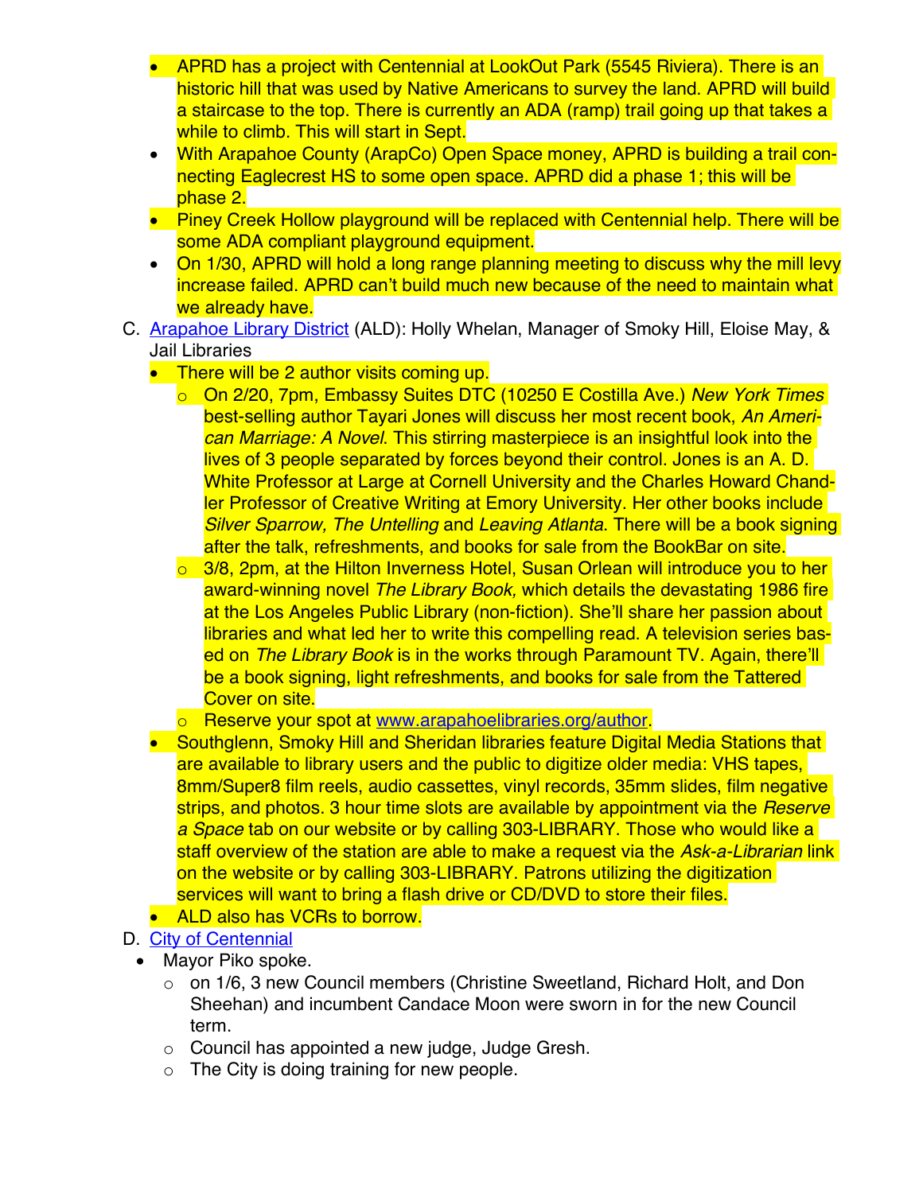- APRD has a project with Centennial at LookOut Park (5545 Riviera). There is an historic hill that was used by Native Americans to survey the land. APRD will build a staircase to the top. There is currently an ADA (ramp) trail going up that takes a while to climb. This will start in Sept.
- With Arapahoe County (ArapCo) Open Space money, APRD is building a trail connecting Eaglecrest HS to some open space. APRD did a phase 1; this will be phase 2.
- Piney Creek Hollow playground will be replaced with Centennial help. There will be some ADA compliant playground equipment.
- On 1/30, APRD will hold a long range planning meeting to discuss why the mill levy increase failed. APRD can't build much new because of the need to maintain what we already have.

C. [Arapahoe Library District](#) (ALD): Holly Whelan, Manager of Smoky Hill, Eloise May, & Jail Libraries

- There will be 2 author visits coming up.
    - On 2/20, 7pm, Embassy Suites DTC (10250 E Costilla Ave.) *New York Times* best-selling author Tayari Jones will discuss her most recent book, *An American Marriage: A Novel*. This stirring masterpiece is an insightful look into the lives of 3 people separated by forces beyond their control. Jones is an A. D. White Professor at Large at Cornell University and the Charles Howard Chandler Professor of Creative Writing at Emory University. Her other books include *Silver Sparrow, The Untelling* and *Leaving Atlanta*. There will be a book signing after the talk, refreshments, and books for sale from the BookBar on site.
    - 3/8, 2pm, at the Hilton Inverness Hotel, Susan Orlean will introduce you to her award-winning novel *The Library Book,* which details the devastating 1986 fire at the Los Angeles Public Library (non-fiction). She'll share her passion about libraries and what led her to write this compelling read. A television series based on *The Library Book* is in the works through Paramount TV. Again, there'll be a book signing, light refreshments, and books for sale from the Tattered Cover on site.
    - Reserve your spot at [www.arapahoelibraries.org/author](www.arapahoelibraries.org/author).
- Southglenn, Smoky Hill and Sheridan libraries feature Digital Media Stations that are available to library users and the public to digitize older media: VHS tapes, 8mm/Super8 film reels, audio cassettes, vinyl records, 35mm slides, film negative strips, and photos. 3 hour time slots are available by appointment via the *Reserve a Space* tab on our website or by calling 303-LIBRARY. Those who would like a staff overview of the station are able to make a request via the *Ask-a-Librarian* link on the website or by calling 303-LIBRARY. Patrons utilizing the digitization services will want to bring a flash drive or CD/DVD to store their files.
- ALD also has VCRs to borrow.

D. [City of Centennial](#)

- Mayor Piko spoke.
    - on 1/6, 3 new Council members (Christine Sweetland, Richard Holt, and Don Sheehan) and incumbent Candace Moon were sworn in for the new Council term.
    - Council has appointed a new judge, Judge Gresh.
    - The City is doing training for new people.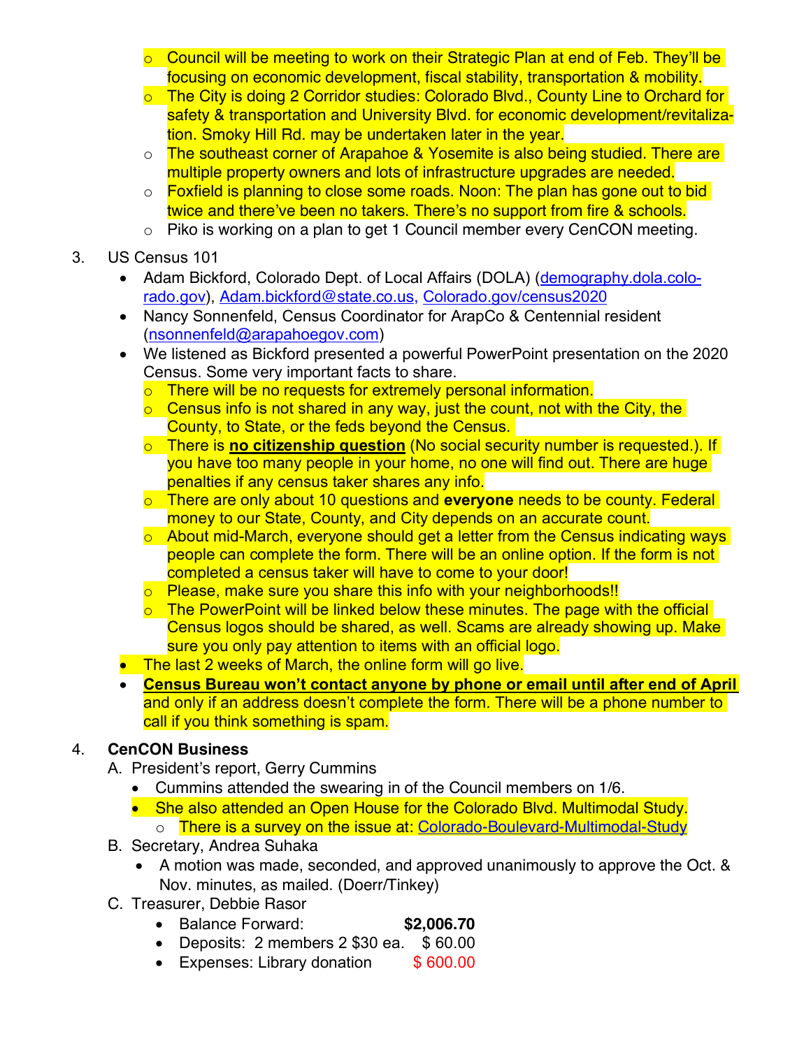- Council will be meeting to work on their Strategic Plan at end of Feb. They'll be focusing on economic development, fiscal stability, transportation & mobility.
  - The City is doing 2 Corridor studies: Colorado Blvd., County Line to Orchard for safety & transportation and University Blvd. for economic development/revitalization. Smoky Hill Rd. may be undertaken later in the year.
  - The southeast corner of Arapahoe & Yosemite is also being studied. There are multiple property owners and lots of infrastructure upgrades are needed.
  - Foxfield is planning to close some roads. Noon: The plan has gone out to bid twice and there've been no takers. There's no support from fire & schools.
  - Piko is working on a plan to get 1 Council member every CenCON meeting.

3. US Census 101
   - Adam Bickford, Colorado Dept. of Local Affairs (DOLA) (demography.dola.colorado.gov), Adam.bickford@state.co.us, Colorado.gov/census2020
   - Nancy Sonnenfeld, Census Coordinator for ArapCo & Centennial resident (nsonnenfeld@arapahoegov.com)
   - We listened as Bickford presented a powerful PowerPoint presentation on the 2020 Census. Some very important facts to share.
     - There will be no requests for extremely personal information.
     - Census info is not shared in any way, just the count, not with the City, the County, to State, or the feds beyond the Census.
     - There is **no citizenship question** (No social security number is requested.). If you have too many people in your home, no one will find out. There are huge penalties if any census taker shares any info.
     - There are only about 10 questions and **everyone** needs to be county. Federal money to our State, County, and City depends on an accurate count.
     - About mid-March, everyone should get a letter from the Census indicating ways people can complete the form. There will be an online option. If the form is not completed a census taker will have to come to your door!
     - Please, make sure you share this info with your neighborhoods!!
     - The PowerPoint will be linked below these minutes. The page with the official Census logos should be shared, as well. Scams are already showing up. Make sure you only pay attention to items with an official logo.
   - The last 2 weeks of March, the online form will go live.
   - **Census Bureau won't contact anyone by phone or email until after end of April** and only if an address doesn't complete the form. There will be a phone number to call if you think something is spam.

4. **CenCON Business**

   A. President's report, Gerry Cummins
      - Cummins attended the swearing in of the Council members on 1/6.
      - She also attended an Open House for the Colorado Blvd. Multimodal Study.
        - There is a survey on the issue at: Colorado-Boulevard-Multimodal-Study

   B. Secretary, Andrea Suhaka
      - A motion was made, seconded, and approved unanimously to approve the Oct. & Nov. minutes, as mailed. (Doerr/Tinkey)

   C. Treasurer, Debbie Rasor
      - Balance Forward: **$2,006.70**
      - Deposits: 2 members 2 $30 ea. $ 60.00
      - Expenses: Library donation $ 600.00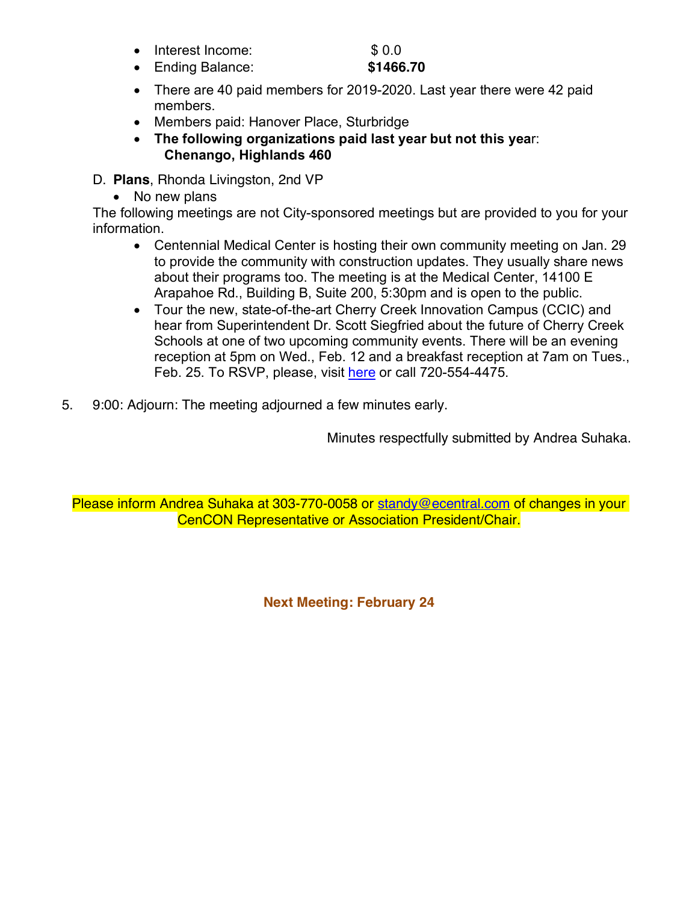- Interest Income: $ 0.0
- Ending Balance: **$1466.70**
- There are 40 paid members for 2019-2020. Last year there were 42 paid members.
- Members paid: Hanover Place, Sturbridge
- **The following organizations paid last year but not this year**: **Chenango, Highlands 460**

D. **Plans**, Rhonda Livingston, 2nd VP

- No new plans

The following meetings are not City-sponsored meetings but are provided to you for your information.

- Centennial Medical Center is hosting their own community meeting on Jan. 29 to provide the community with construction updates. They usually share news about their programs too. The meeting is at the Medical Center, 14100 E Arapahoe Rd., Building B, Suite 200, 5:30pm and is open to the public.
- Tour the new, state-of-the-art Cherry Creek Innovation Campus (CCIC) and hear from Superintendent Dr. Scott Siegfried about the future of Cherry Creek Schools at one of two upcoming community events. There will be an evening reception at 5pm on Wed., Feb. 12 and a breakfast reception at 7am on Tues., Feb. 25. To RSVP, please, visit here or call 720-554-4475.

5. 9:00: Adjourn: The meeting adjourned a few minutes early.

Minutes respectfully submitted by Andrea Suhaka.

Please inform Andrea Suhaka at 303-770-0058 or standy@ecentral.com of changes in your CenCON Representative or Association President/Chair.

**Next Meeting: February 24**